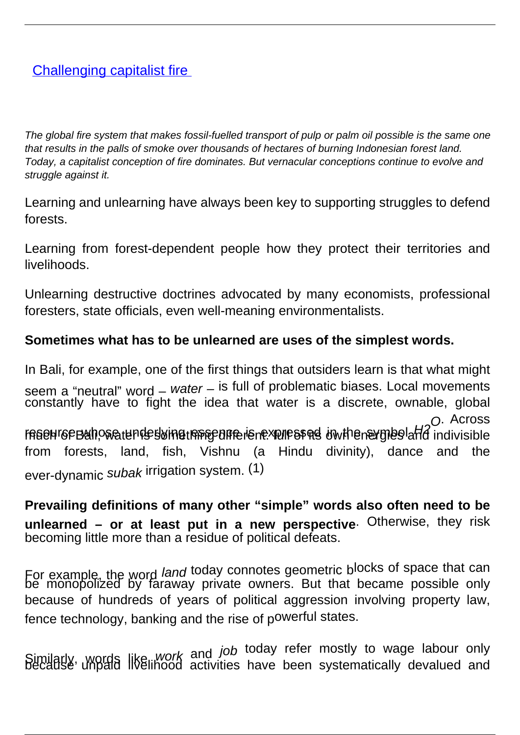# [Challenging capitalist fire](#)

*The global fire system that makes fossil-fuelled transport of pulp or palm oil possible is the same one that results in the palls of smoke over thousands of hectares of burning Indonesian forest land. Today, a capitalist conception of fire dominates. But vernacular conceptions continue to evolve and struggle against it.*

Learning and unlearning have always been key to supporting struggles to defend forests.

Learning from forest-dependent people how they protect their territories and livelihoods.

Unlearning destructive doctrines advocated by many economists, professional foresters, state officials, even well-meaning environmentalists.

**Sometimes what has to be unlearned are uses of the simplest words.**

In Bali, for example, one of the first things that outsiders learn is that what might seem a "neutral" word – *water* – is full of problematic biases. Local movements constantly have to fight the idea that water is a discrete, ownable, global resource whose underlying essence is expressed in the symbol $H_2O$. Across much of Bali, water is something different: full of its own energies and indivisible from forests, land, fish, Vishnu (a Hindu divinity), dance and the ever-dynamic *subak* irrigation system. (1)

**Prevailing definitions of many other "simple" words also often need to be unlearned – or at least put in a new perspective**. Otherwise, they risk becoming little more than a residue of political defeats.

For example, the word *land* today connotes geometric blocks of space that can be monopolized by faraway private owners. But that became possible only because of hundreds of years of political aggression involving property law, fence technology, banking and the rise of powerful states.

Similarly, words like *work* and *job* today refer mostly to wage labour only because unpaid livelihood activities have been systematically devalued and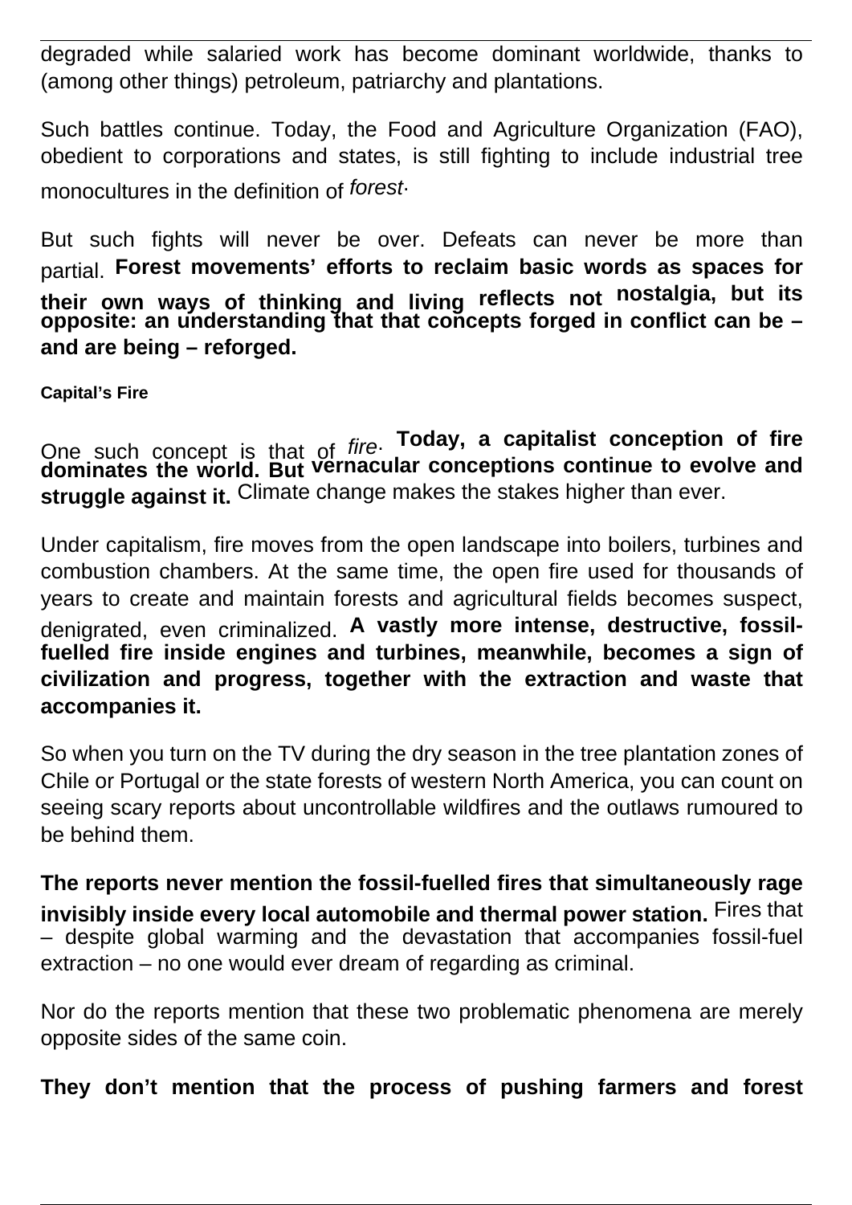degraded while salaried work has become dominant worldwide, thanks to (among other things) petroleum, patriarchy and plantations.

Such battles continue. Today, the Food and Agriculture Organization (FAO), obedient to corporations and states, is still fighting to include industrial tree monocultures in the definition of *forest*.

But such fights will never be over. Defeats can never be more than partial. **Forest movements' efforts to reclaim basic words as spaces for their own ways of thinking and living reflects not nostalgia, but its opposite: an understanding that that concepts forged in conflict can be – and are being – reforged.**

**Capital's Fire**

One such concept is that of *fire*. **Today, a capitalist conception of fire dominates the world. But vernacular conceptions continue to evolve and struggle against it.** Climate change makes the stakes higher than ever.

Under capitalism, fire moves from the open landscape into boilers, turbines and combustion chambers. At the same time, the open fire used for thousands of years to create and maintain forests and agricultural fields becomes suspect, denigrated, even criminalized. **A vastly more intense, destructive, fossil-fuelled fire inside engines and turbines, meanwhile, becomes a sign of civilization and progress, together with the extraction and waste that accompanies it.**

So when you turn on the TV during the dry season in the tree plantation zones of Chile or Portugal or the state forests of western North America, you can count on seeing scary reports about uncontrollable wildfires and the outlaws rumoured to be behind them.

**The reports never mention the fossil-fuelled fires that simultaneously rage invisibly inside every local automobile and thermal power station.** Fires that – despite global warming and the devastation that accompanies fossil-fuel extraction – no one would ever dream of regarding as criminal.

Nor do the reports mention that these two problematic phenomena are merely opposite sides of the same coin.

**They don't mention that the process of pushing farmers and forest**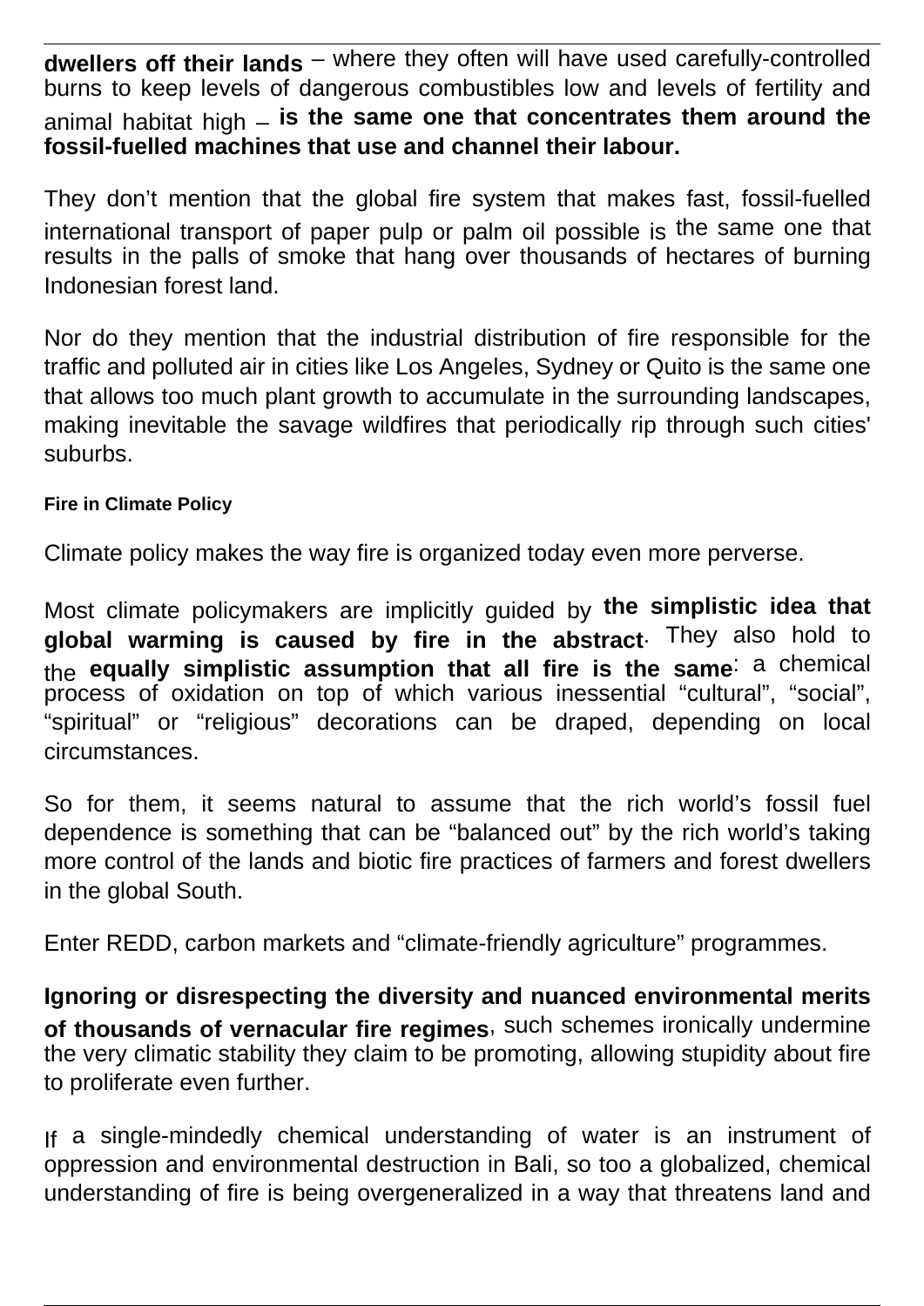**dwellers off their lands** – where they often will have used carefully-controlled burns to keep levels of dangerous combustibles low and levels of fertility and animal habitat high – **is the same one that concentrates them around the fossil-fuelled machines that use and channel their labour.**

They don't mention that the global fire system that makes fast, fossil-fuelled international transport of paper pulp or palm oil possible is the same one that results in the palls of smoke that hang over thousands of hectares of burning Indonesian forest land.

Nor do they mention that the industrial distribution of fire responsible for the traffic and polluted air in cities like Los Angeles, Sydney or Quito is the same one that allows too much plant growth to accumulate in the surrounding landscapes, making inevitable the savage wildfires that periodically rip through such cities' suburbs.

#### Fire in Climate Policy

Climate policy makes the way fire is organized today even more perverse.

Most climate policymakers are implicitly guided by **the simplistic idea that global warming is caused by fire in the abstract**. They also hold to the **equally simplistic assumption that all fire is the same**: a chemical process of oxidation on top of which various inessential "cultural", "social", "spiritual" or "religious" decorations can be draped, depending on local circumstances.

So for them, it seems natural to assume that the rich world's fossil fuel dependence is something that can be "balanced out" by the rich world's taking more control of the lands and biotic fire practices of farmers and forest dwellers in the global South.

Enter REDD, carbon markets and "climate-friendly agriculture" programmes.

**Ignoring or disrespecting the diversity and nuanced environmental merits of thousands of vernacular fire regimes**, such schemes ironically undermine the very climatic stability they claim to be promoting, allowing stupidity about fire to proliferate even further.

If a single-mindedly chemical understanding of water is an instrument of oppression and environmental destruction in Bali, so too a globalized, chemical understanding of fire is being overgeneralized in a way that threatens land and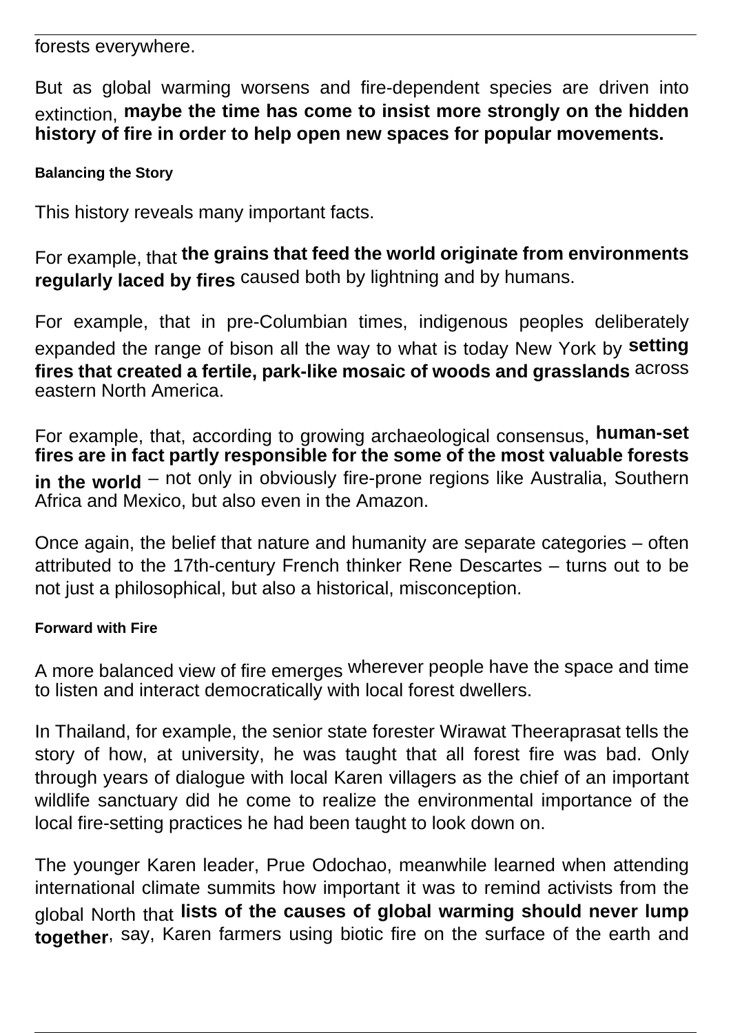forests everywhere.

But as global warming worsens and fire-dependent species are driven into extinction, **maybe the time has come to insist more strongly on the hidden history of fire in order to help open new spaces for popular movements.**

#### Balancing the Story

This history reveals many important facts.

For example, that **the grains that feed the world originate from environments regularly laced by fires** caused both by lightning and by humans.

For example, that in pre-Columbian times, indigenous peoples deliberately expanded the range of bison all the way to what is today New York by **setting fires that created a fertile, park-like mosaic of woods and grasslands** across eastern North America.

For example, that, according to growing archaeological consensus, **human-set fires are in fact partly responsible for the some of the most valuable forests in the world** – not only in obviously fire-prone regions like Australia, Southern Africa and Mexico, but also even in the Amazon.

Once again, the belief that nature and humanity are separate categories – often attributed to the 17th-century French thinker Rene Descartes – turns out to be not just a philosophical, but also a historical, misconception.

#### Forward with Fire

A more balanced view of fire emerges wherever people have the space and time to listen and interact democratically with local forest dwellers.

In Thailand, for example, the senior state forester Wirawat Theeraprasat tells the story of how, at university, he was taught that all forest fire was bad. Only through years of dialogue with local Karen villagers as the chief of an important wildlife sanctuary did he come to realize the environmental importance of the local fire-setting practices he had been taught to look down on.

The younger Karen leader, Prue Odochao, meanwhile learned when attending international climate summits how important it was to remind activists from the global North that **lists of the causes of global warming should never lump together**, say, Karen farmers using biotic fire on the surface of the earth and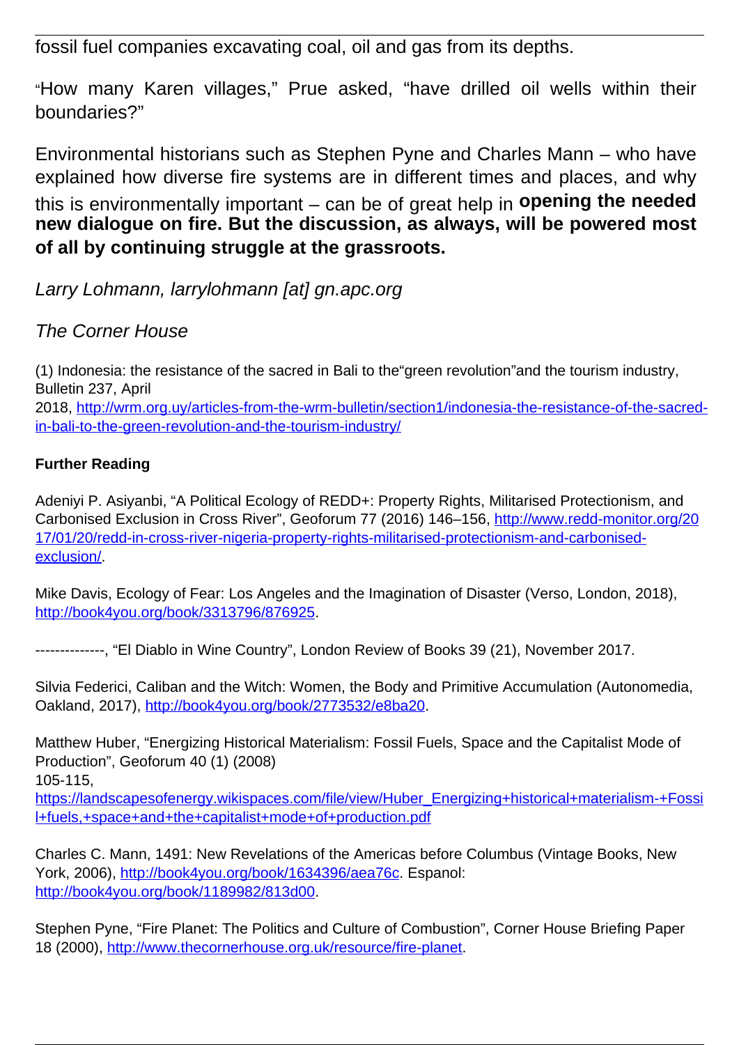fossil fuel companies excavating coal, oil and gas from its depths.

"How many Karen villages," Prue asked, "have drilled oil wells within their boundaries?"

Environmental historians such as Stephen Pyne and Charles Mann – who have explained how diverse fire systems are in different times and places, and why this is environmentally important – can be of great help in **opening the needed new dialogue on fire. But the discussion, as always, will be powered most of all by continuing struggle at the grassroots.**

*Larry Lohmann, larrylohmann [at] gn.apc.org*

*The Corner House*

(1) Indonesia: the resistance of the sacred in Bali to the"green revolution"and the tourism industry, Bulletin 237, April 2018, http://wrm.org.uy/articles-from-the-wrm-bulletin/section1/indonesia-the-resistance-of-the-sacred-in-bali-to-the-green-revolution-and-the-tourism-industry/

**Further Reading**

Adeniyi P. Asiyanbi, "A Political Ecology of REDD+: Property Rights, Militarised Protectionism, and Carbonised Exclusion in Cross River", Geoforum 77 (2016) 146–156, http://www.redd-monitor.org/2017/01/20/redd-in-cross-river-nigeria-property-rights-militarised-protectionism-and-carbonised-exclusion/.

Mike Davis, Ecology of Fear: Los Angeles and the Imagination of Disaster (Verso, London, 2018), http://book4you.org/book/3313796/876925.

--------------, "El Diablo in Wine Country", London Review of Books 39 (21), November 2017.

Silvia Federici, Caliban and the Witch: Women, the Body and Primitive Accumulation (Autonomedia, Oakland, 2017), http://book4you.org/book/2773532/e8ba20.

Matthew Huber, "Energizing Historical Materialism: Fossil Fuels, Space and the Capitalist Mode of Production", Geoforum 40 (1) (2008) 105-115, https://landscapesofenergy.wikispaces.com/file/view/Huber_Energizing+historical+materialism-+Fossil+fuels,+space+and+the+capitalist+mode+of+production.pdf

Charles C. Mann, 1491: New Revelations of the Americas before Columbus (Vintage Books, New York, 2006), http://book4you.org/book/1634396/aea76c. Espanol: http://book4you.org/book/1189982/813d00.

Stephen Pyne, "Fire Planet: The Politics and Culture of Combustion", Corner House Briefing Paper 18 (2000), http://www.thecornerhouse.org.uk/resource/fire-planet.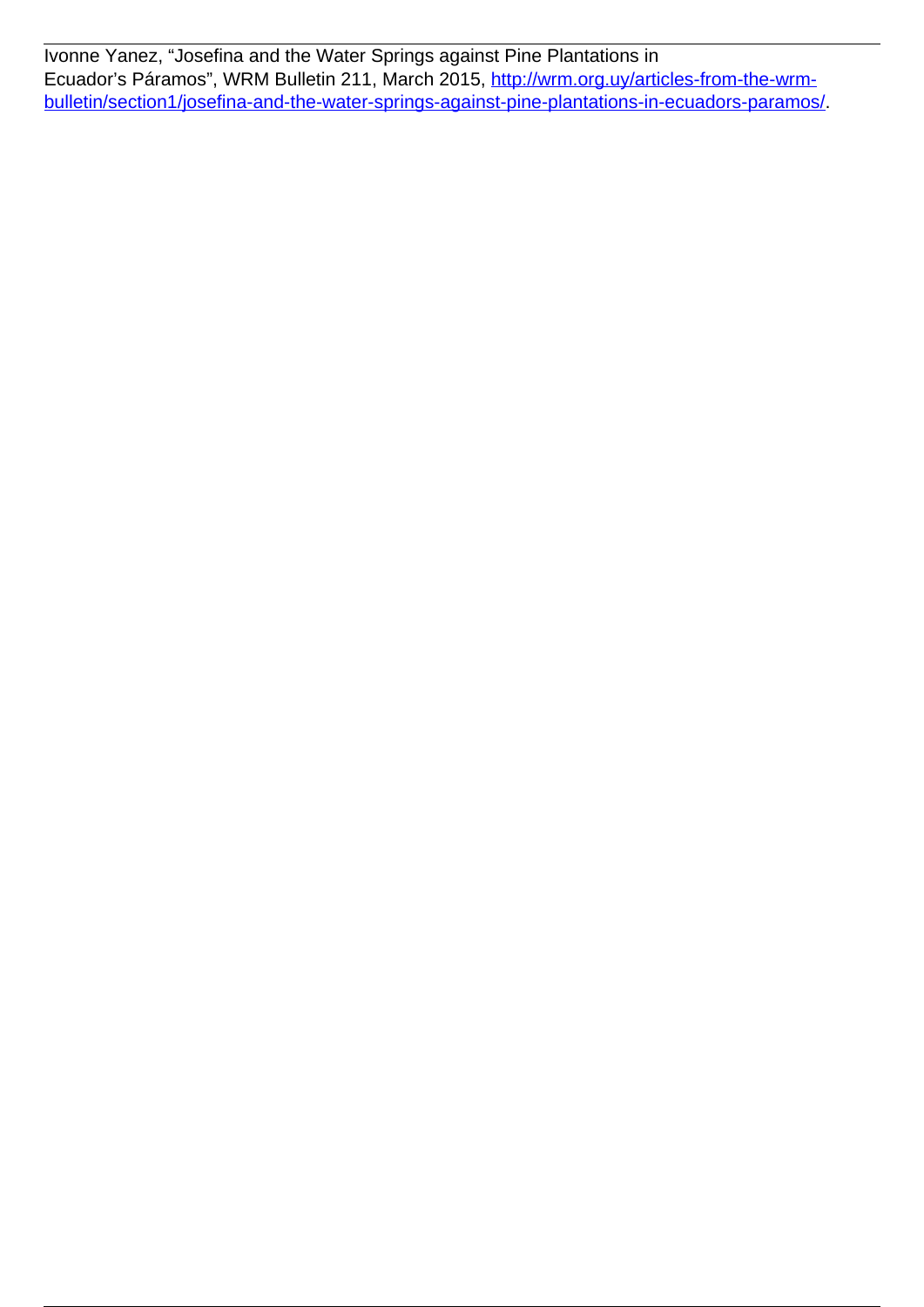Ivonne Yanez, "Josefina and the Water Springs against Pine Plantations in Ecuador's Páramos", WRM Bulletin 211, March 2015, [http://wrm.org.uy/articles-from-the-wrm-bulletin/section1/josefina-and-the-water-springs-against-pine-plantations-in-ecuadors-paramos/](http://wrm.org.uy/articles-from-the-wrm-bulletin/section1/josefina-and-the-water-springs-against-pine-plantations-in-ecuadors-paramos/).